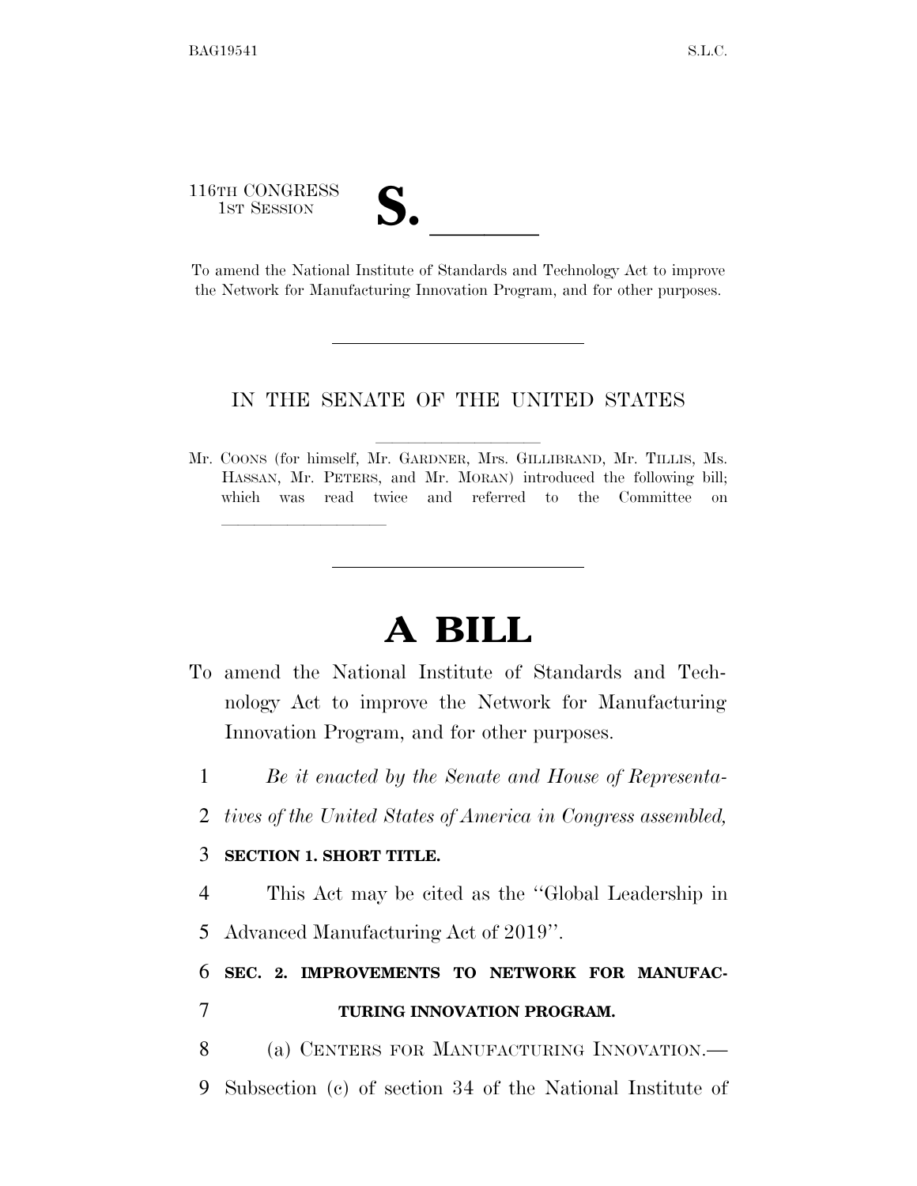116TH CONGRESS
1ST SESSION

# S. \_\_\_\_\_\_

To amend the National Institute of Standards and Technology Act to improve the Network for Manufacturing Innovation Program, and for other purposes.

---

IN THE SENATE OF THE UNITED STATES

Mr. COONS (for himself, Mr. GARDNER, Mrs. GILLIBRAND, Mr. TILLIS, Ms. HASSAN, Mr. PETERS, and Mr. MORAN) introduced the following bill; which was read twice and referred to the Committee on \_\_\_\_\_\_\_\_\_\_\_\_\_\_\_\_

---

# A BILL

To amend the National Institute of Standards and Technology Act to improve the Network for Manufacturing Innovation Program, and for other purposes.

1 *Be it enacted by the Senate and House of Representa-*
2 *tives of the United States of America in Congress assembled,*

3 **SECTION 1. SHORT TITLE.**

4 This Act may be cited as the ''Global Leadership in
5 Advanced Manufacturing Act of 2019''.

6 **SEC. 2. IMPROVEMENTS TO NETWORK FOR MANUFAC-**
7 **TURING INNOVATION PROGRAM.**

8 (a) CENTERS FOR MANUFACTURING INNOVATION.—
9 Subsection (c) of section 34 of the National Institute of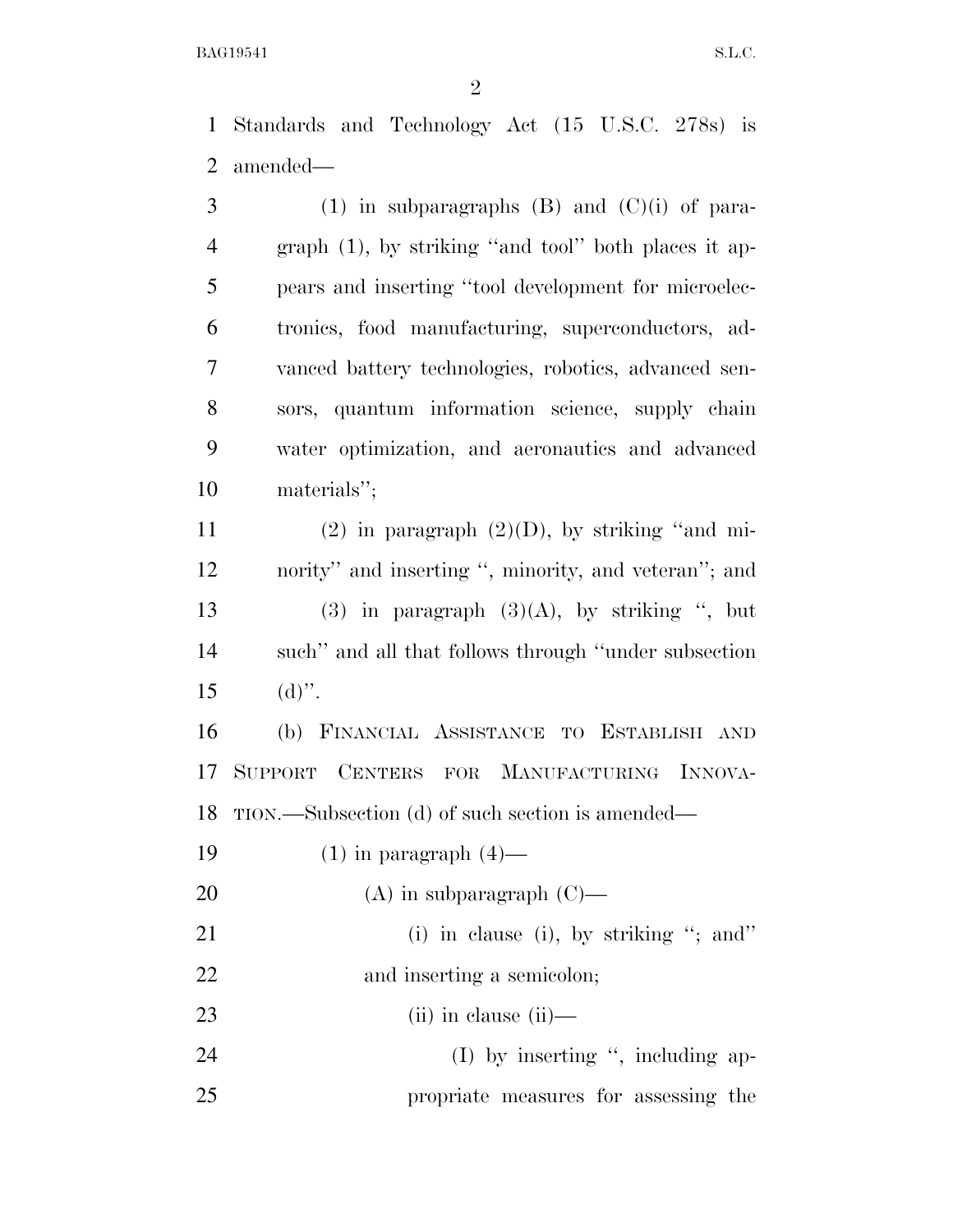Standards and Technology Act (15 U.S.C. 278s) is amended—

(1) in subparagraphs (B) and (C)(i) of paragraph (1), by striking ''and tool'' both places it appears and inserting ''tool development for microelectronics, food manufacturing, superconductors, advanced battery technologies, robotics, advanced sensors, quantum information science, supply chain water optimization, and aeronautics and advanced materials'';

(2) in paragraph (2)(D), by striking ''and minority'' and inserting '', minority, and veteran''; and

(3) in paragraph (3)(A), by striking '', but such'' and all that follows through ''under subsection (d)''.

(b) FINANCIAL ASSISTANCE TO ESTABLISH AND SUPPORT CENTERS FOR MANUFACTURING INNOVATION.—Subsection (d) of such section is amended—

(1) in paragraph (4)—

(A) in subparagraph (C)—

(i) in clause (i), by striking ''; and'' and inserting a semicolon;

(ii) in clause (ii)—

(I) by inserting '', including appropriate measures for assessing the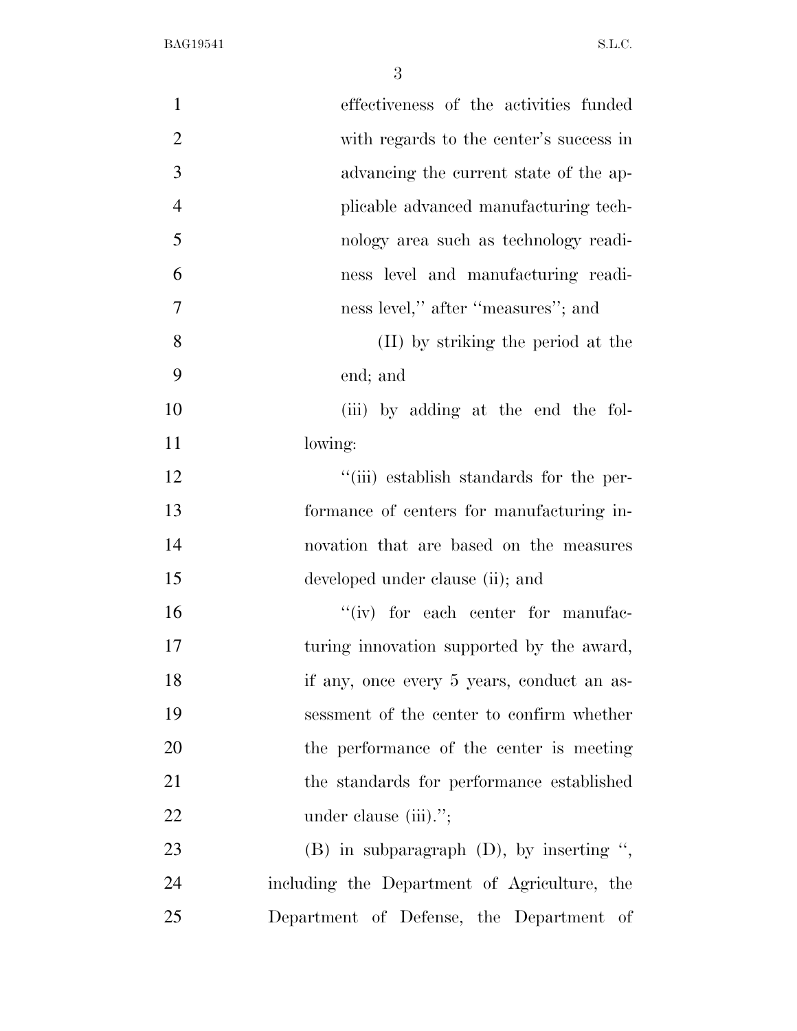effectiveness of the activities funded with regards to the center's success in advancing the current state of the applicable advanced manufacturing technology area such as technology readiness level and manufacturing readiness level,'' after ''measures''; and

(II) by striking the period at the end; and

(iii) by adding at the end the following:

''(iii) establish standards for the performance of centers for manufacturing innovation that are based on the measures developed under clause (ii); and

''(iv) for each center for manufacturing innovation supported by the award, if any, once every 5 years, conduct an assessment of the center to confirm whether the performance of the center is meeting the standards for performance established under clause (iii).'';

(B) in subparagraph (D), by inserting '', including the Department of Agriculture, the Department of Defense, the Department of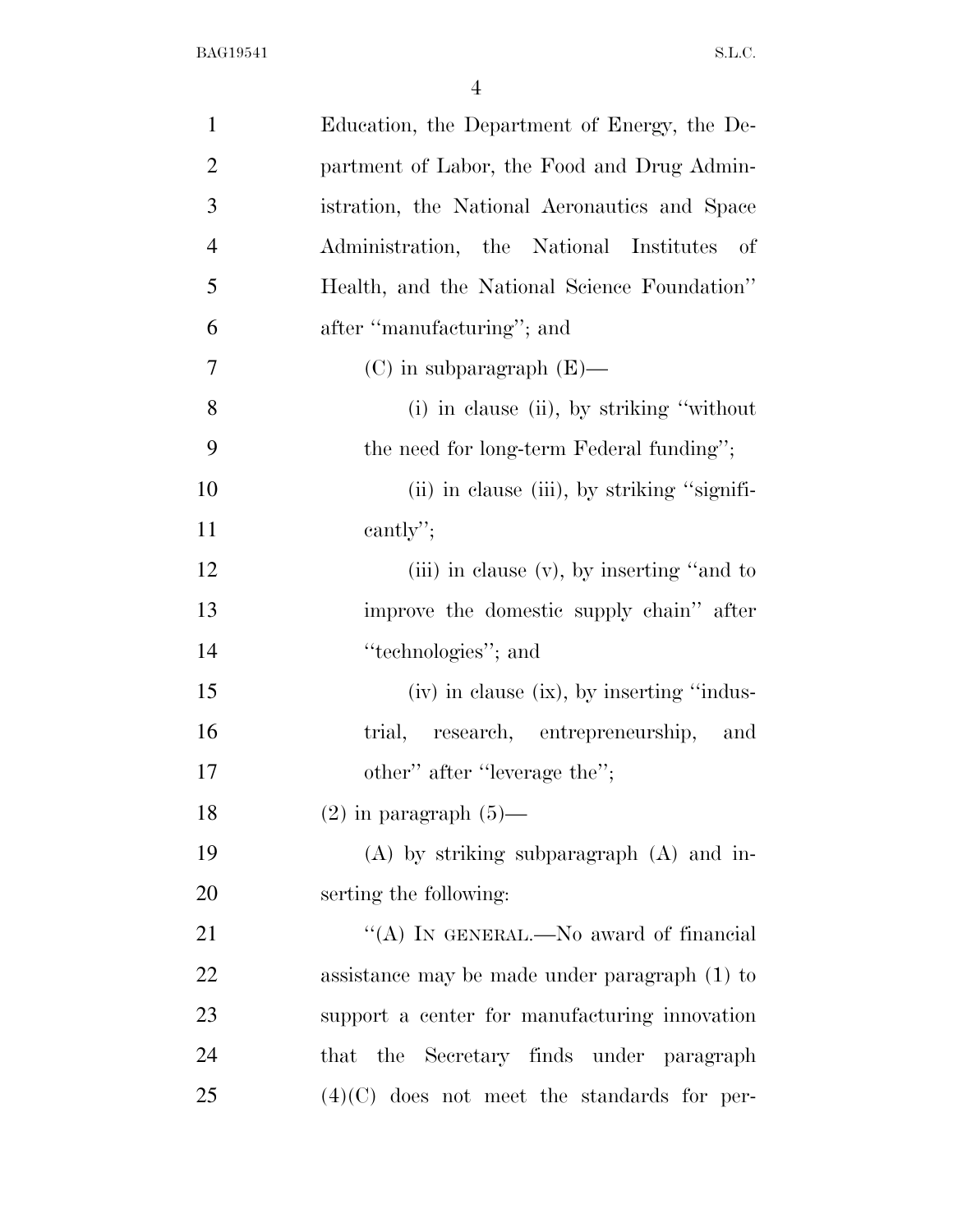Education, the Department of Energy, the Department of Labor, the Food and Drug Administration, the National Aeronautics and Space Administration, the National Institutes of Health, and the National Science Foundation'' after ''manufacturing''; and

(C) in subparagraph (E)—

(i) in clause (ii), by striking ''without the need for long-term Federal funding'';

(ii) in clause (iii), by striking ''significantly'';

(iii) in clause (v), by inserting ''and to improve the domestic supply chain'' after ''technologies''; and

(iv) in clause (ix), by inserting ''industrial, research, entrepreneurship, and other'' after ''leverage the'';

(2) in paragraph (5)—

(A) by striking subparagraph (A) and inserting the following:

''(A) IN GENERAL.—No award of financial assistance may be made under paragraph (1) to support a center for manufacturing innovation that the Secretary finds under paragraph (4)(C) does not meet the standards for per-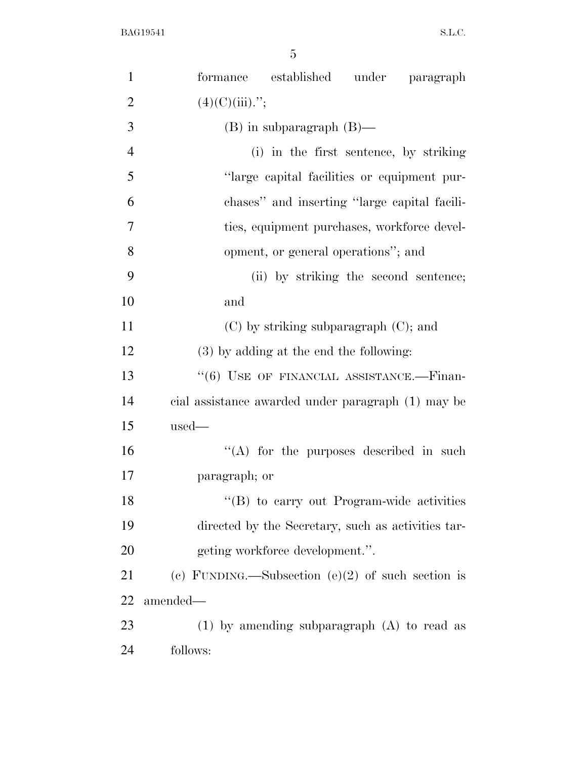formance established under paragraph (4)(C)(iii).'';

(B) in subparagraph (B)—

(i) in the first sentence, by striking ''large capital facilities or equipment purchases'' and inserting ''large capital facilities, equipment purchases, workforce development, or general operations''; and

(ii) by striking the second sentence; and

(C) by striking subparagraph (C); and

(3) by adding at the end the following:

''(6) USE OF FINANCIAL ASSISTANCE.—Financial assistance awarded under paragraph (1) may be used—

''(A) for the purposes described in such paragraph; or

''(B) to carry out Program-wide activities directed by the Secretary, such as activities targeting workforce development.''.

(c) FUNDING.—Subsection (e)(2) of such section is amended—

(1) by amending subparagraph (A) to read as follows: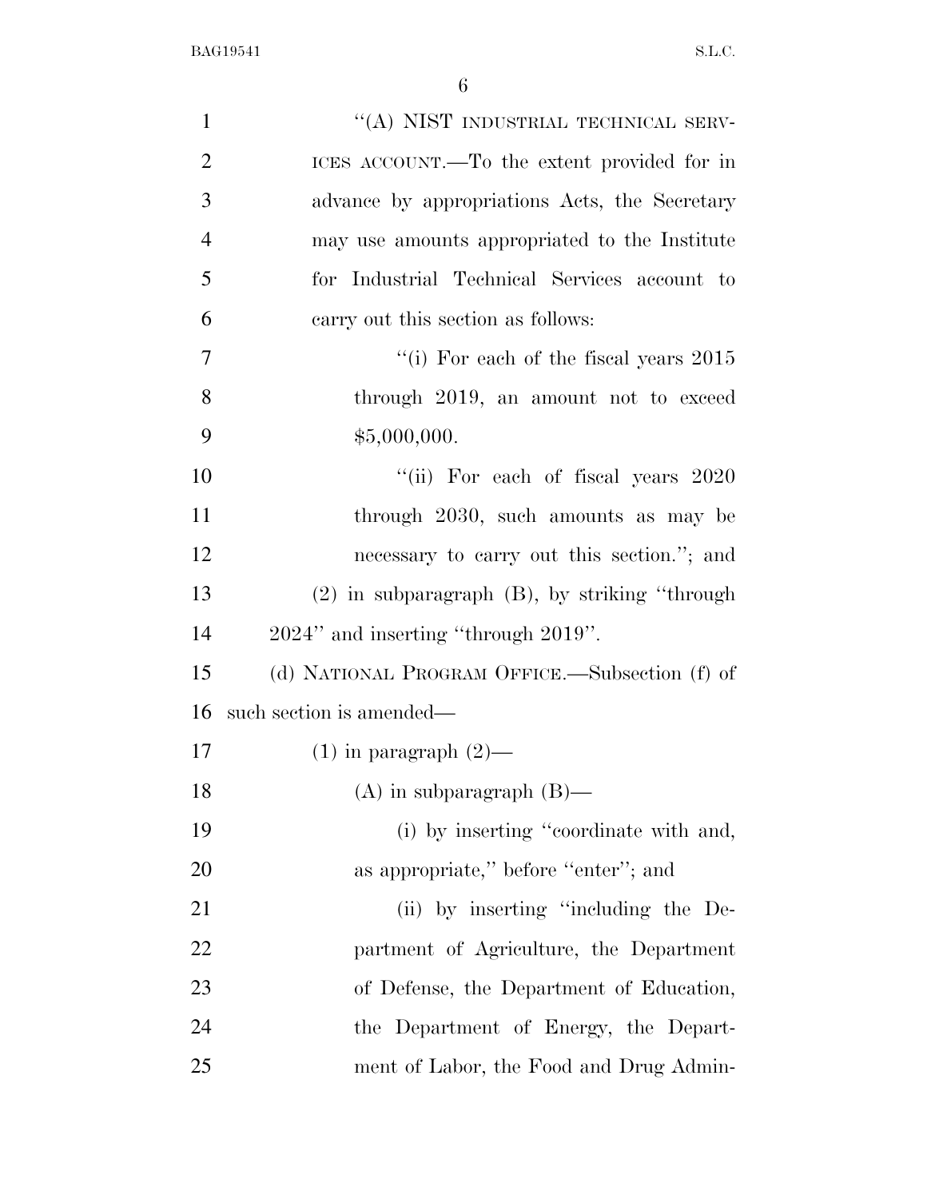"(A) NIST INDUSTRIAL TECHNICAL SERVICES ACCOUNT.—To the extent provided for in advance by appropriations Acts, the Secretary may use amounts appropriated to the Institute for Industrial Technical Services account to carry out this section as follows:

"(i) For each of the fiscal years 2015 through 2019, an amount not to exceed $5,000,000.

"(ii) For each of fiscal years 2020 through 2030, such amounts as may be necessary to carry out this section."; and

(2) in subparagraph (B), by striking "through 2024" and inserting "through 2019".

(d) NATIONAL PROGRAM OFFICE.—Subsection (f) of such section is amended—

(1) in paragraph (2)—

(A) in subparagraph (B)—

(i) by inserting "coordinate with and, as appropriate," before "enter"; and

(ii) by inserting "including the Department of Agriculture, the Department of Defense, the Department of Education, the Department of Energy, the Department of Labor, the Food and Drug Admin-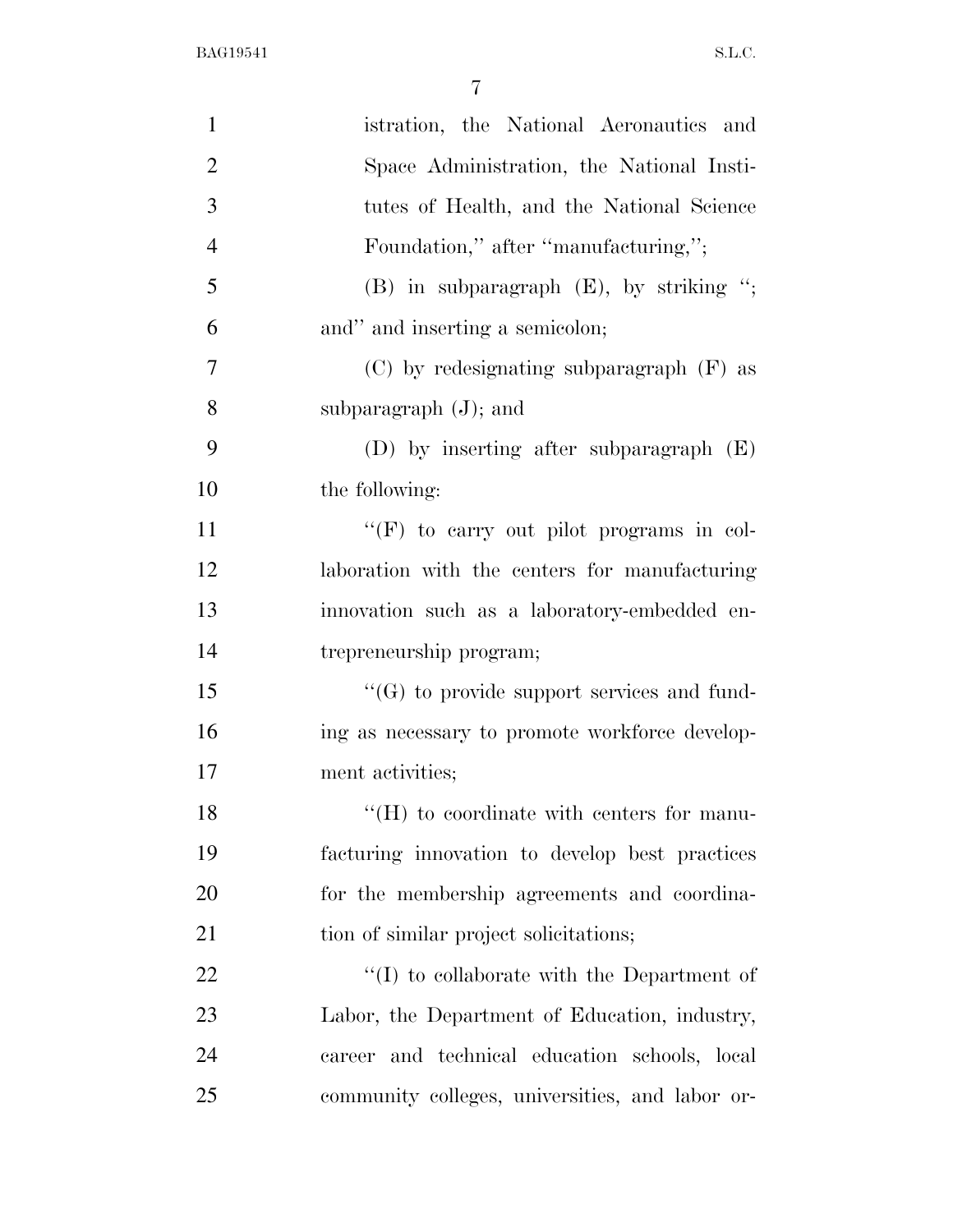istration, the National Aeronautics and Space Administration, the National Institutes of Health, and the National Science Foundation,'' after ''manufacturing,'';

(B) in subparagraph (E), by striking ''; and'' and inserting a semicolon;

(C) by redesignating subparagraph (F) as subparagraph (J); and

(D) by inserting after subparagraph (E) the following:

''(F) to carry out pilot programs in collaboration with the centers for manufacturing innovation such as a laboratory-embedded entrepreneurship program;

''(G) to provide support services and funding as necessary to promote workforce development activities;

''(H) to coordinate with centers for manufacturing innovation to develop best practices for the membership agreements and coordination of similar project solicitations;

''(I) to collaborate with the Department of Labor, the Department of Education, industry, career and technical education schools, local community colleges, universities, and labor or-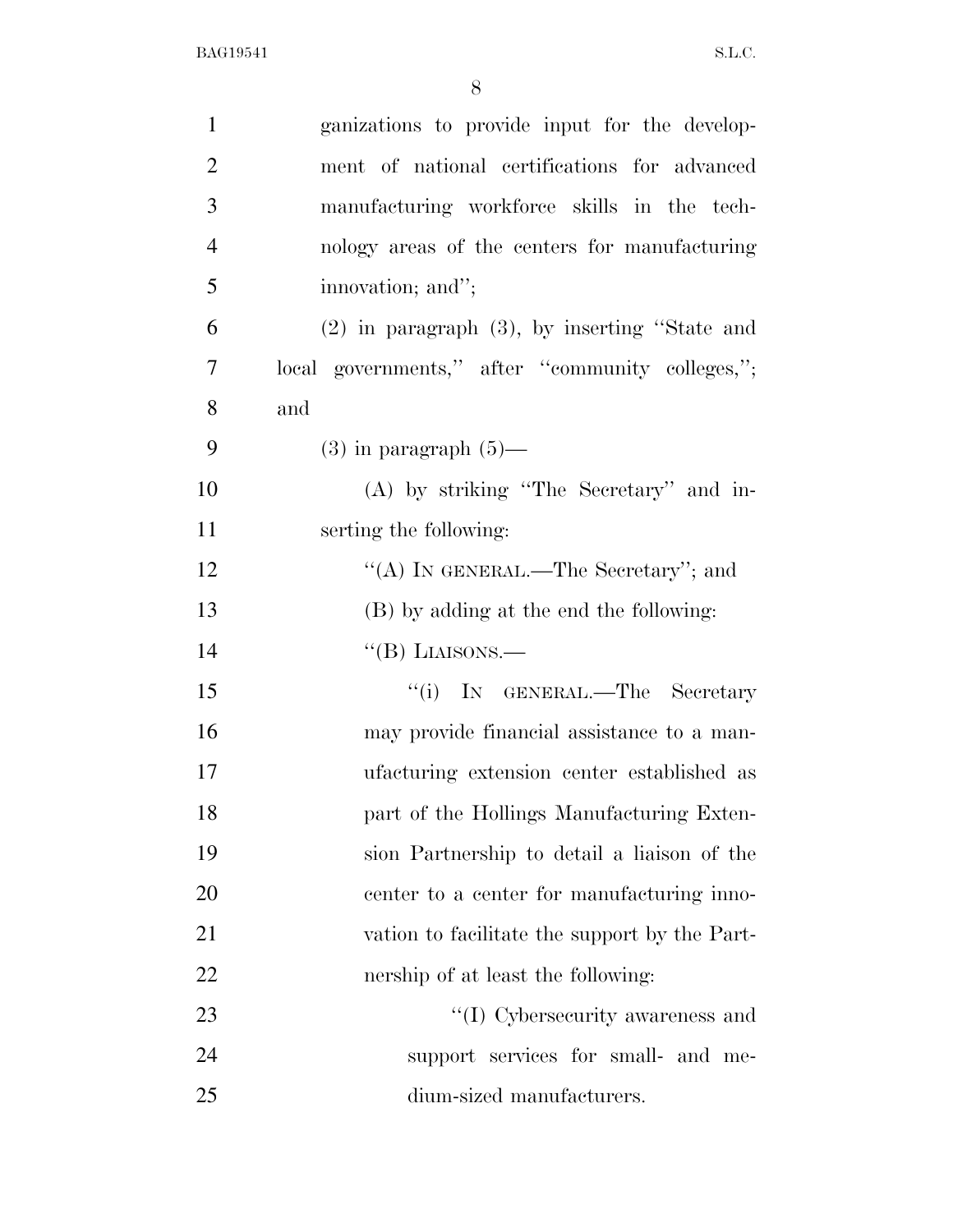ganizations to provide input for the development of national certifications for advanced manufacturing workforce skills in the technology areas of the centers for manufacturing innovation; and'';

(2) in paragraph (3), by inserting ''State and local governments,'' after ''community colleges,''; and

(3) in paragraph (5)—

(A) by striking ''The Secretary'' and inserting the following:

''(A) IN GENERAL.—The Secretary''; and

(B) by adding at the end the following:

''(B) LIAISONS.—

''(i) IN GENERAL.—The Secretary may provide financial assistance to a manufacturing extension center established as part of the Hollings Manufacturing Extension Partnership to detail a liaison of the center to a center for manufacturing innovation to facilitate the support by the Partnership of at least the following:

''(I) Cybersecurity awareness and support services for small- and medium-sized manufacturers.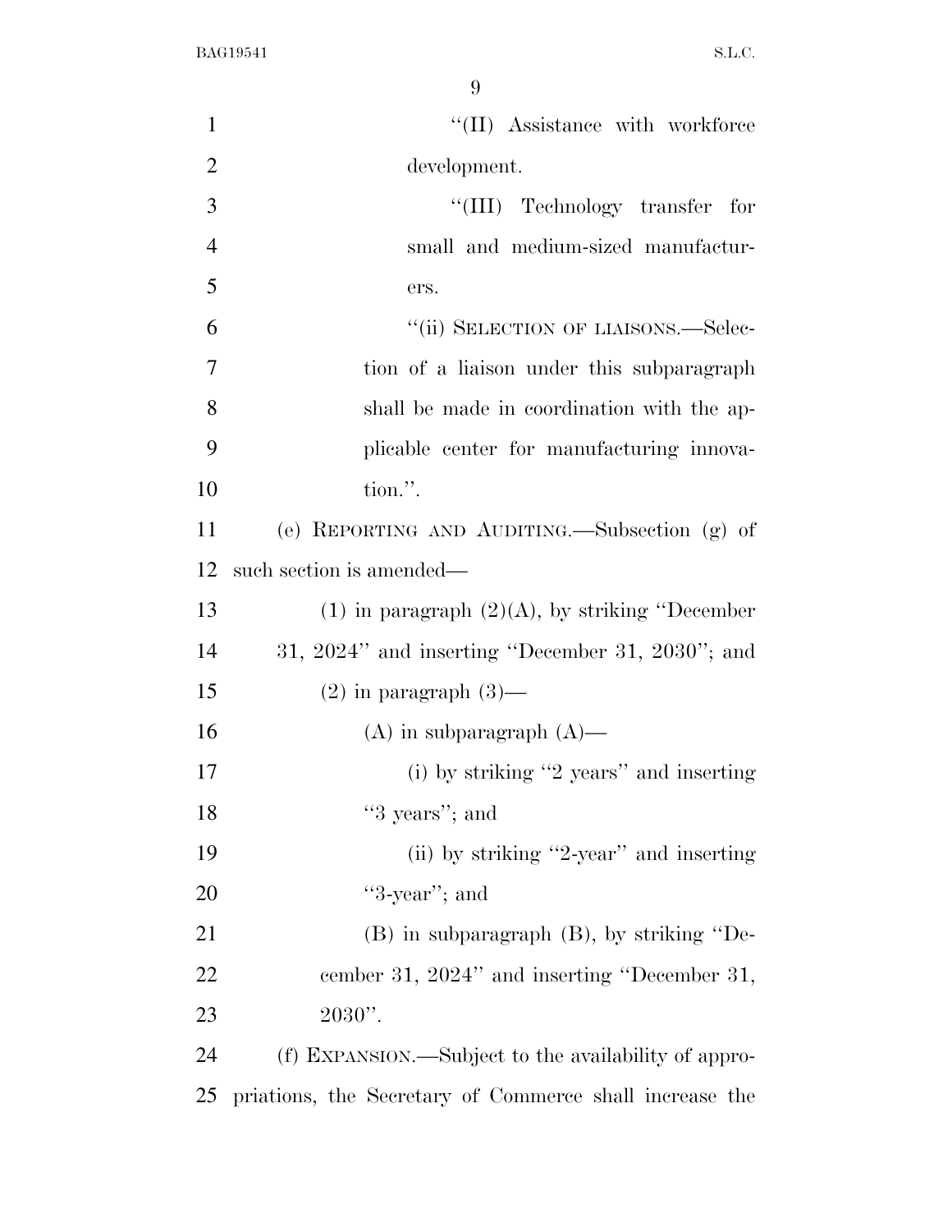"(II) Assistance with workforce development.

"(III) Technology transfer for small and medium-sized manufacturers.

"(ii) SELECTION OF LIAISONS.—Selection of a liaison under this subparagraph shall be made in coordination with the applicable center for manufacturing innovation.".

(e) REPORTING AND AUDITING.—Subsection (g) of such section is amended—

(1) in paragraph (2)(A), by striking "December 31, 2024" and inserting "December 31, 2030"; and

(2) in paragraph (3)—

(A) in subparagraph (A)—

(i) by striking "2 years" and inserting "3 years"; and

(ii) by striking "2-year" and inserting "3-year"; and

(B) in subparagraph (B), by striking "December 31, 2024" and inserting "December 31, 2030".

(f) EXPANSION.—Subject to the availability of appropriations, the Secretary of Commerce shall increase the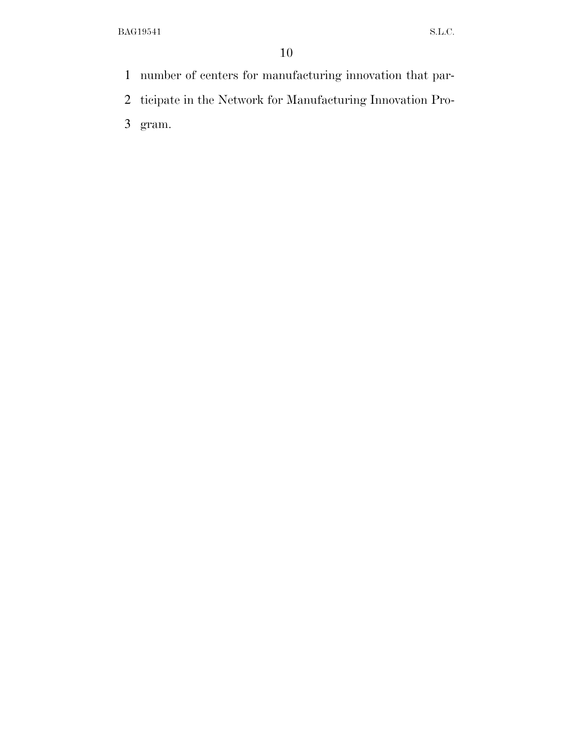number of centers for manufacturing innovation that participate in the Network for Manufacturing Innovation Program.